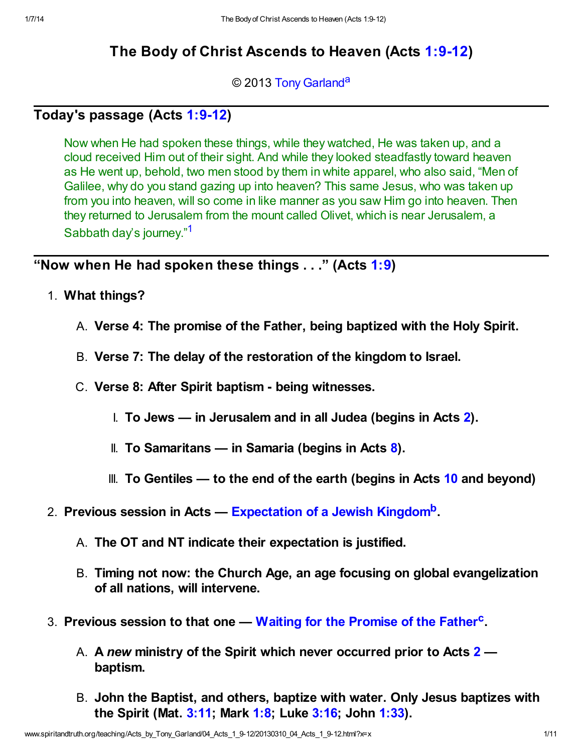# The Body of Christ Ascends to Heaven (Acts 1:9-12)

© 2013 Tony Garland[a]

## Today's passage (Acts 1:9-12)

> Now when He had spoken these things, while they watched, He was taken up, and a cloud received Him out of their sight. And while they looked steadfastly toward heaven as He went up, behold, two men stood by them in white apparel, who also said, “Men of Galilee, why do you stand gazing up into heaven? This same Jesus, who was taken up from you into heaven, will so come in like manner as you saw Him go into heaven. Then they returned to Jerusalem from the mount called Olivet, which is near Jerusalem, a Sabbath day's journey.”[1]

## “Now when He had spoken these things . . .” (Acts 1:9)

1. **What things?**
   - A. **Verse 4: The promise of the Father, being baptized with the Holy Spirit.**
   - B. **Verse 7: The delay of the restoration of the kingdom to Israel.**
   - C. **Verse 8: After Spirit baptism - being witnesses.**
     - I. **To Jews — in Jerusalem and in all Judea (begins in Acts 2).**
     - II. **To Samaritans — in Samaria (begins in Acts 8).**
     - III. **To Gentiles — to the end of the earth (begins in Acts 10 and beyond)**
2. **Previous session in Acts — Expectation of a Jewish Kingdom[b].**
   - A. **The OT and NT indicate their expectation is justified.**
   - B. **Timing not now: the Church Age, an age focusing on global evangelization of all nations, will intervene.**
3. **Previous session to that one — Waiting for the Promise of the Father[c].**
   - A. **A *new* ministry of the Spirit which never occurred prior to Acts 2 — baptism.**
   - B. **John the Baptist, and others, baptize with water. Only Jesus baptizes with the Spirit (Mat. 3:11; Mark 1:8; Luke 3:16; John 1:33).**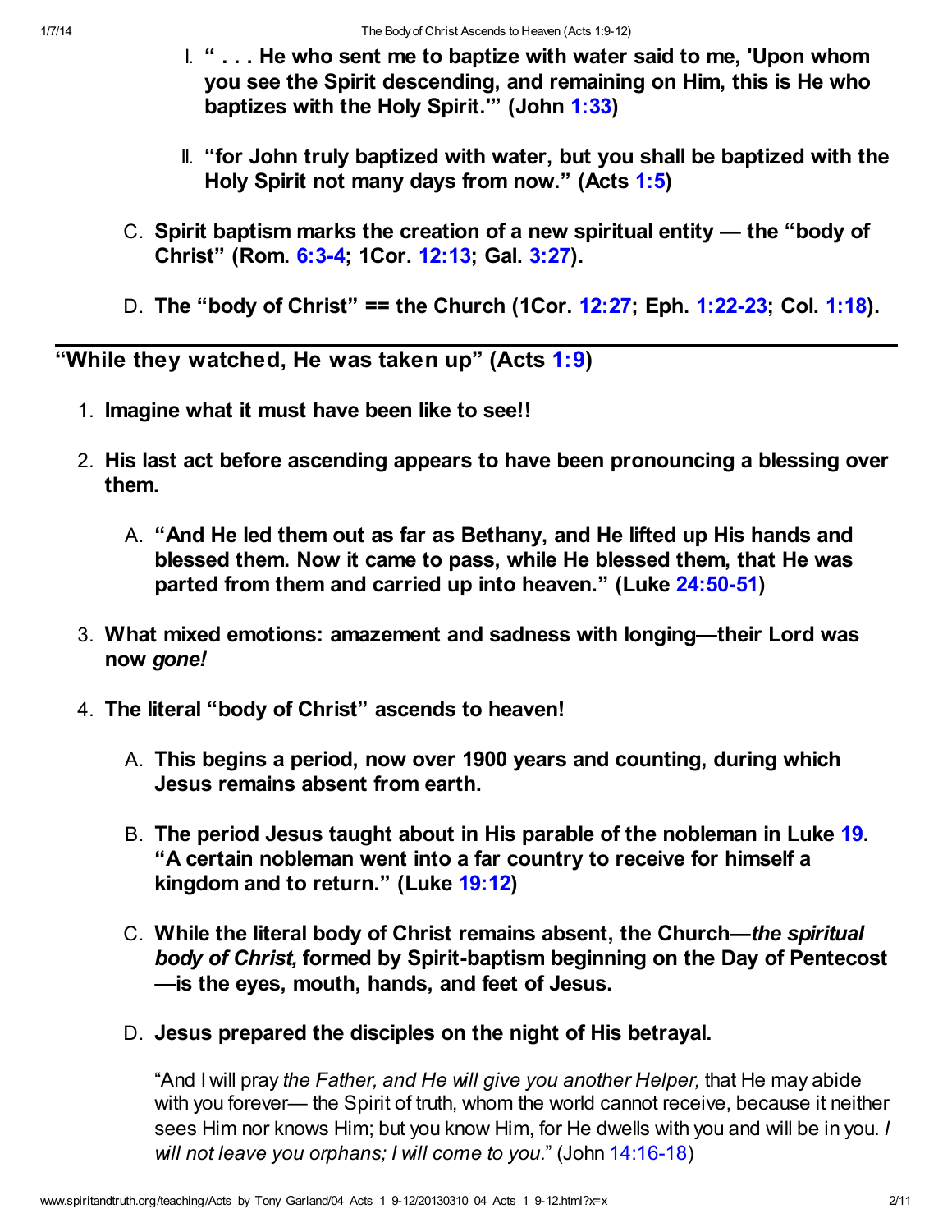I. **" . . . He who sent me to baptize with water said to me, 'Upon whom you see the Spirit descending, and remaining on Him, this is He who baptizes with the Holy Spirit.'" (John 1:33)**

II. **"for John truly baptized with water, but you shall be baptized with the Holy Spirit not many days from now." (Acts 1:5)**

C. **Spirit baptism marks the creation of a new spiritual entity — the "body of Christ" (Rom. 6:3-4; 1Cor. 12:13; Gal. 3:27).**

D. **The "body of Christ" == the Church (1Cor. 12:27; Eph. 1:22-23; Col. 1:18).**

---

## "While they watched, He was taken up" (Acts 1:9)

1. **Imagine what it must have been like to see!!**
2. **His last act before ascending appears to have been pronouncing a blessing over them.**
   A. **"And He led them out as far as Bethany, and He lifted up His hands and blessed them. Now it came to pass, while He blessed them, that He was parted from them and carried up into heaven." (Luke 24:50-51)**
3. **What mixed emotions: amazement and sadness with longing—their Lord was now *gone!***
4. **The literal "body of Christ" ascends to heaven!**
   A. **This begins a period, now over 1900 years and counting, during which Jesus remains absent from earth.**
   B. **The period Jesus taught about in His parable of the nobleman in Luke 19. "A certain nobleman went into a far country to receive for himself a kingdom and to return." (Luke 19:12)**
   C. **While the literal body of Christ remains absent, the Church—*the spiritual body of Christ,* formed by Spirit-baptism beginning on the Day of Pentecost—is the eyes, mouth, hands, and feet of Jesus.**
   D. **Jesus prepared the disciples on the night of His betrayal.**

   "And I will pray *the Father, and He will give you another Helper,* that He may abide with you forever— the Spirit of truth, whom the world cannot receive, because it neither sees Him nor knows Him; but you know Him, for He dwells with you and will be in you. *I will not leave you orphans; I will come to you.*" (John 14:16-18)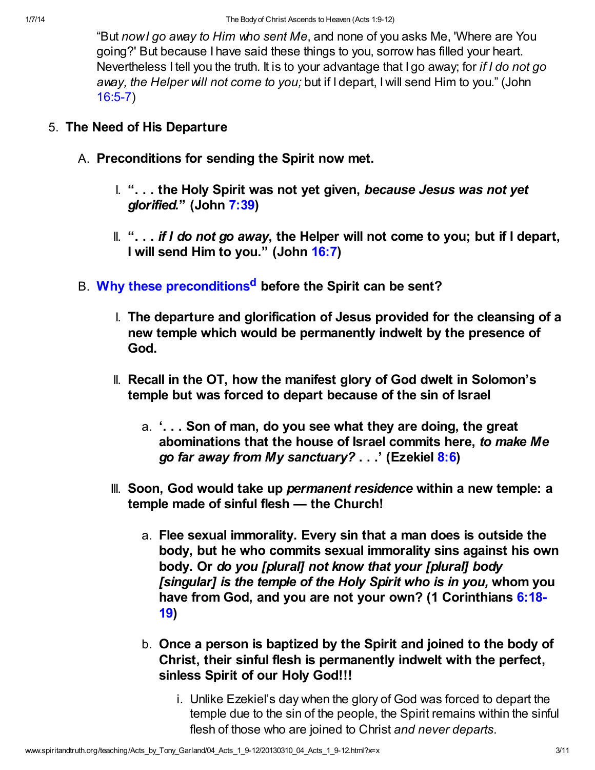"But *now I go away to Him who sent Me*, and none of you asks Me, 'Where are You going?' But because I have said these things to you, sorrow has filled your heart. Nevertheless I tell you the truth. It is to your advantage that I go away; for *if I do not go away, the Helper will not come to you;* but if I depart, I will send Him to you." (John 16:5-7)

5. **The Need of His Departure**

   A. **Preconditions for sending the Spirit now met.**

      I. **". . . the Holy Spirit was not yet given, *because Jesus was not yet glorified.*" (John 7:39)**

      II. **". . . *if I do not go away*, the Helper will not come to you; but if I depart, I will send Him to you." (John 16:7)**

   B. **Why these preconditions[d] before the Spirit can be sent?**

      I. **The departure and glorification of Jesus provided for the cleansing of a new temple which would be permanently indwelt by the presence of God.**

      II. **Recall in the OT, how the manifest glory of God dwelt in Solomon's temple but was forced to depart because of the sin of Israel**

         a. **'. . . Son of man, do you see what they are doing, the great abominations that the house of Israel commits here, *to make Me go far away from My sanctuary?* . . .' (Ezekiel 8:6)**

      III. **Soon, God would take up *permanent residence* within a new temple: a temple made of sinful flesh — the Church!**

         a. **Flee sexual immorality. Every sin that a man does is outside the body, but he who commits sexual immorality sins against his own body. Or *do you [plural] not know that your [plural] body [singular] is the temple of the Holy Spirit who is in you,* whom you have from God, and you are not your own? (1 Corinthians 6:18-19)**

         b. **Once a person is baptized by the Spirit and joined to the body of Christ, their sinful flesh is permanently indwelt with the perfect, sinless Spirit of our Holy God!!!**

            i. Unlike Ezekiel's day when the glory of God was forced to depart the temple due to the sin of the people, the Spirit remains within the sinful flesh of those who are joined to Christ *and never departs*.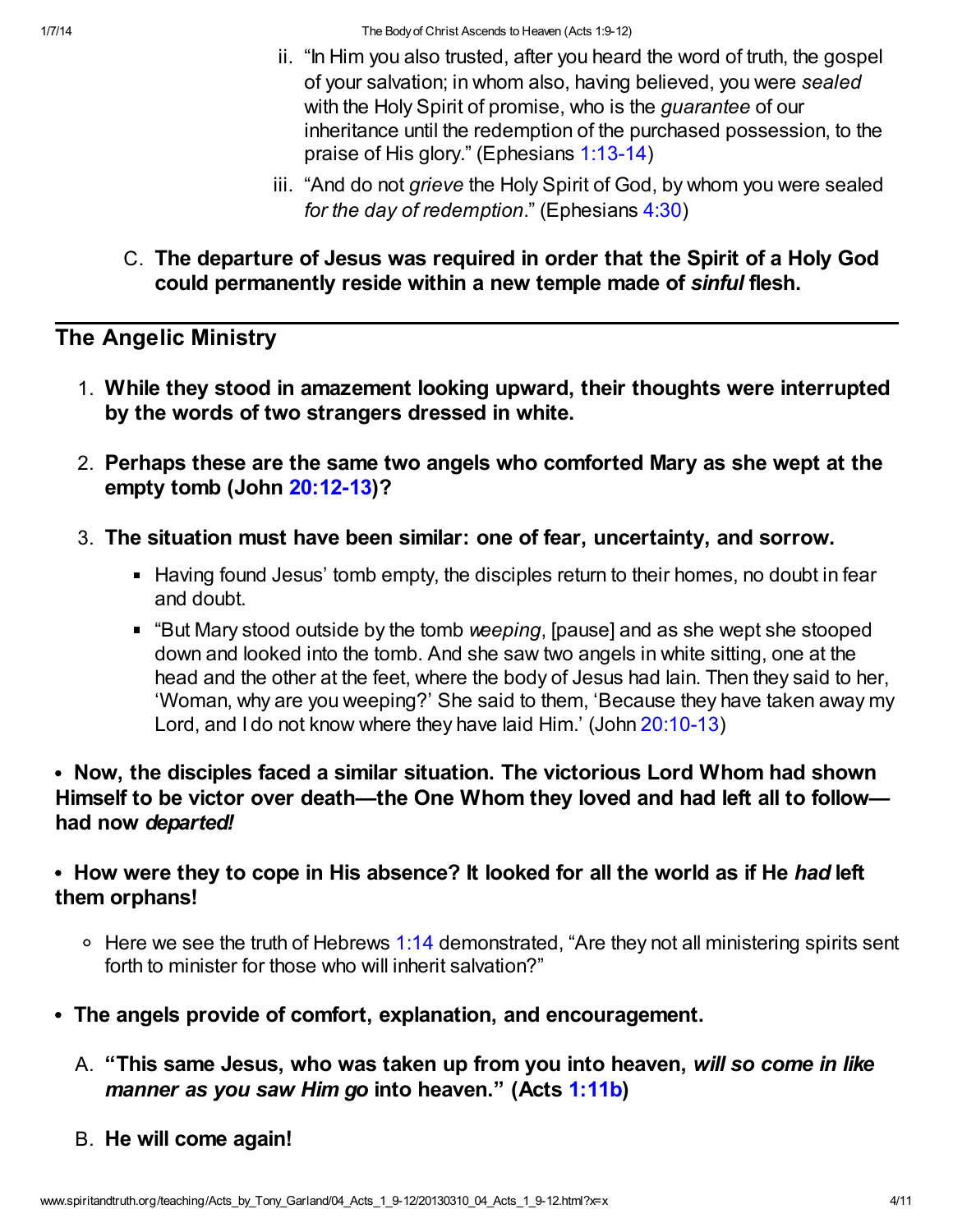ii. "In Him you also trusted, after you heard the word of truth, the gospel of your salvation; in whom also, having believed, you were *sealed* with the Holy Spirit of promise, who is the *guarantee* of our inheritance until the redemption of the purchased possession, to the praise of His glory." (Ephesians 1:13-14)

   iii. "And do not *grieve* the Holy Spirit of God, by whom you were sealed *for the day of redemption*." (Ephesians 4:30)

C. **The departure of Jesus was required in order that the Spirit of a Holy God could permanently reside within a new temple made of *sinful* flesh.**

---

## The Angelic Ministry

1. **While they stood in amazement looking upward, their thoughts were interrupted by the words of two strangers dressed in white.**

2. **Perhaps these are the same two angels who comforted Mary as she wept at the empty tomb (John 20:12-13)?**

3. **The situation must have been similar: one of fear, uncertainty, and sorrow.**
   - Having found Jesus' tomb empty, the disciples return to their homes, no doubt in fear and doubt.
   - "But Mary stood outside by the tomb *weeping*, [pause] and as she wept she stooped down and looked into the tomb. And she saw two angels in white sitting, one at the head and the other at the feet, where the body of Jesus had lain. Then they said to her, 'Woman, why are you weeping?' She said to them, 'Because they have taken away my Lord, and I do not know where they have laid Him.' (John 20:10-13)

- **Now, the disciples faced a similar situation. The victorious Lord Whom had shown Himself to be victor over death—the One Whom they loved and had left all to follow—had now *departed!***

- **How were they to cope in His absence? It looked for all the world as if He *had* left them orphans!**
   - Here we see the truth of Hebrews 1:14 demonstrated, "Are they not all ministering spirits sent forth to minister for those who will inherit salvation?"

- **The angels provide of comfort, explanation, and encouragement.**

   A. **"This same Jesus, who was taken up from you into heaven, *will so come in like manner as you saw Him go* into heaven." (Acts 1:11b)**

   B. **He will come again!**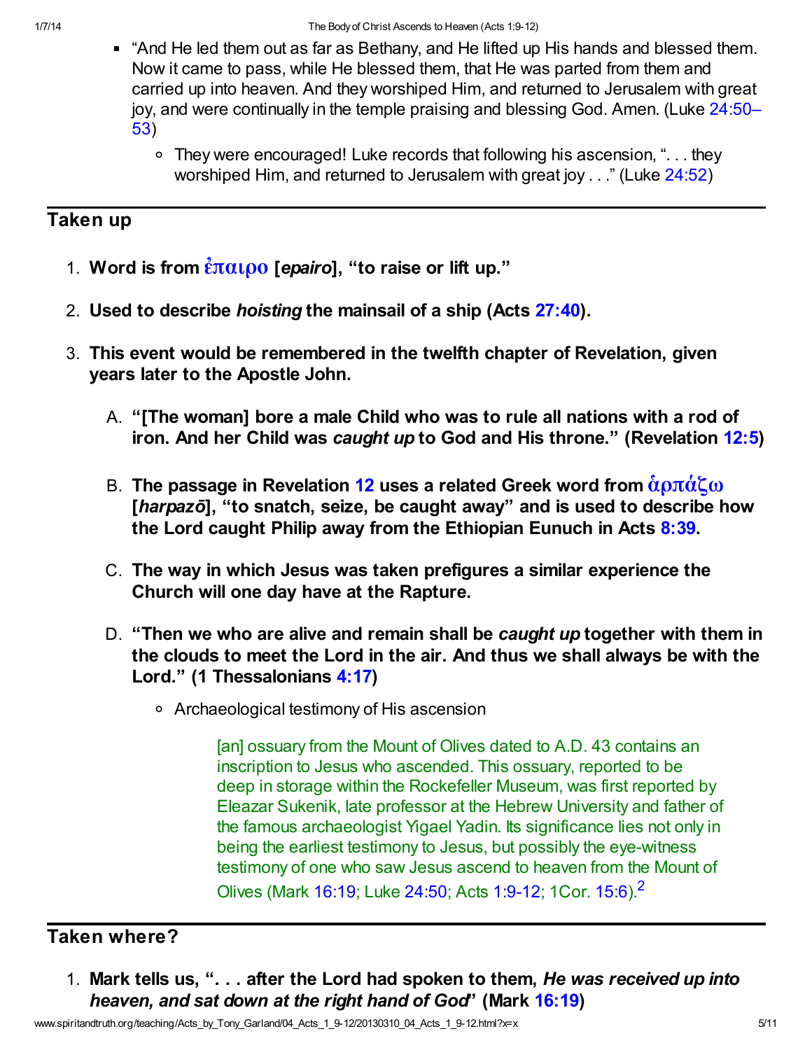- "And He led them out as far as Bethany, and He lifted up His hands and blessed them. Now it came to pass, while He blessed them, that He was parted from them and carried up into heaven. And they worshiped Him, and returned to Jerusalem with great joy, and were continually in the temple praising and blessing God. Amen. (Luke 24:50–53)
    - They were encouraged! Luke records that following his ascension, ". . . they worshiped Him, and returned to Jerusalem with great joy . . ." (Luke 24:52)

## Taken up

1. **Word is from ἐπαιρο [*epairo*], "to raise or lift up."**
2. **Used to describe *hoisting* the mainsail of a ship (Acts 27:40).**
3. **This event would be remembered in the twelfth chapter of Revelation, given years later to the Apostle John.**
    A. **"[The woman] bore a male Child who was to rule all nations with a rod of iron. And her Child was *caught up* to God and His throne." (Revelation 12:5)**
    B. **The passage in Revelation 12 uses a related Greek word from ἁρπάζω [*harpazō*], "to snatch, seize, be caught away" and is used to describe how the Lord caught Philip away from the Ethiopian Eunuch in Acts 8:39.**
    C. **The way in which Jesus was taken prefigures a similar experience the Church will one day have at the Rapture.**
    D. **"Then we who are alive and remain shall be *caught up* together with them in the clouds to meet the Lord in the air. And thus we shall always be with the Lord." (1 Thessalonians 4:17)**
        - Archaeological testimony of His ascension

> [an] ossuary from the Mount of Olives dated to A.D. 43 contains an inscription to Jesus who ascended. This ossuary, reported to be deep in storage within the Rockefeller Museum, was first reported by Eleazar Sukenik, late professor at the Hebrew University and father of the famous archaeologist Yigael Yadin. Its significance lies not only in being the earliest testimony to Jesus, but possibly the eye-witness testimony of one who saw Jesus ascend to heaven from the Mount of Olives (Mark 16:19; Luke 24:50; Acts 1:9-12; 1Cor. 15:6).[2]

## Taken where?

1. **Mark tells us, ". . . after the Lord had spoken to them, *He was received up into heaven, and sat down at the right hand of God*" (Mark 16:19)**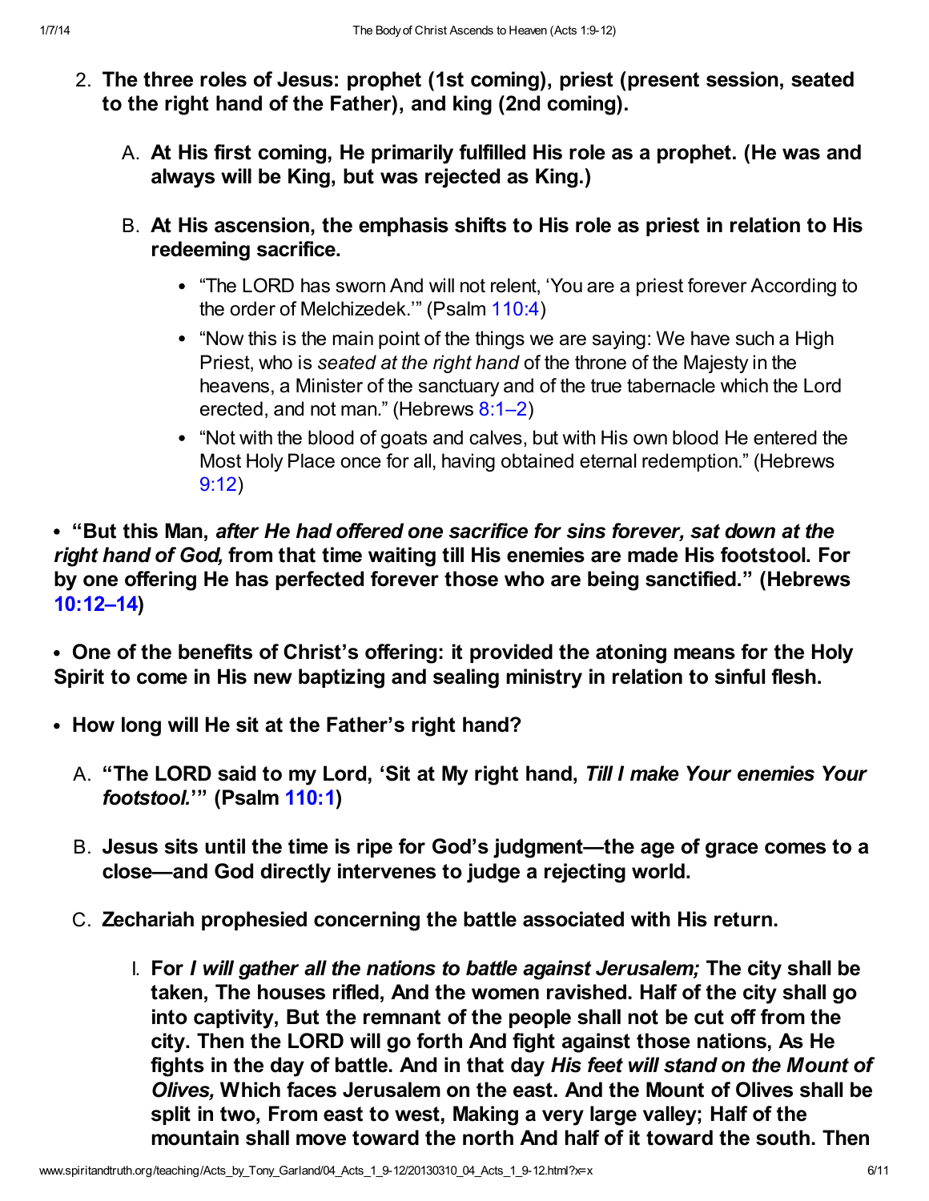2. **The three roles of Jesus: prophet (1st coming), priest (present session, seated to the right hand of the Father), and king (2nd coming).**

   A. **At His first coming, He primarily fulfilled His role as a prophet. (He was and always will be King, but was rejected as King.)**

   B. **At His ascension, the emphasis shifts to His role as priest in relation to His redeeming sacrifice.**

      - "The LORD has sworn And will not relent, 'You are a priest forever According to the order of Melchizedek.'" (Psalm 110:4)
      - "Now this is the main point of the things we are saying: We have such a High Priest, who is *seated at the right hand* of the throne of the Majesty in the heavens, a Minister of the sanctuary and of the true tabernacle which the Lord erected, and not man." (Hebrews 8:1–2)
      - "Not with the blood of goats and calves, but with His own blood He entered the Most Holy Place once for all, having obtained eternal redemption." (Hebrews 9:12)

- **"But this Man, *after He had offered one sacrifice for sins forever, sat down at the right hand of God,* from that time waiting till His enemies are made His footstool. For by one offering He has perfected forever those who are being sanctified." (Hebrews 10:12–14)**

- **One of the benefits of Christ's offering: it provided the atoning means for the Holy Spirit to come in His new baptizing and sealing ministry in relation to sinful flesh.**

- **How long will He sit at the Father's right hand?**

   A. **"The LORD said to my Lord, 'Sit at My right hand, *Till I make Your enemies Your footstool.*'" (Psalm 110:1)**

   B. **Jesus sits until the time is ripe for God's judgment—the age of grace comes to a close—and God directly intervenes to judge a rejecting world.**

   C. **Zechariah prophesied concerning the battle associated with His return.**

      I. **For *I will gather all the nations to battle against Jerusalem;* The city shall be taken, The houses rifled, And the women ravished. Half of the city shall go into captivity, But the remnant of the people shall not be cut off from the city. Then the LORD will go forth And fight against those nations, As He fights in the day of battle. And in that day *His feet will stand on the Mount of Olives,* Which faces Jerusalem on the east. And the Mount of Olives shall be split in two, From east to west, Making a very large valley; Half of the mountain shall move toward the north And half of it toward the south. Then**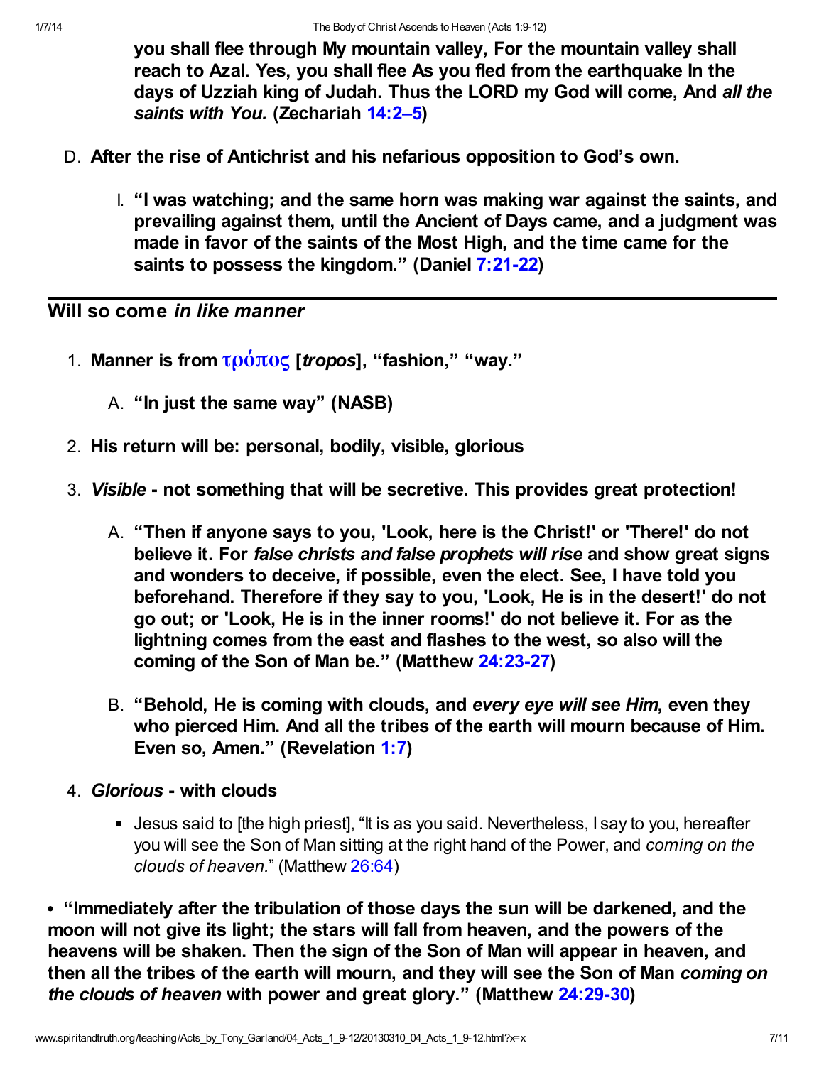**you shall flee through My mountain valley, For the mountain valley shall reach to Azal. Yes, you shall flee As you fled from the earthquake In the days of Uzziah king of Judah. Thus the LORD my God will come, And *all the saints with You.* (Zechariah 14:2–5)**

D. **After the rise of Antichrist and his nefarious opposition to God's own.**

   I. **"I was watching; and the same horn was making war against the saints, and prevailing against them, until the Ancient of Days came, and a judgment was made in favor of the saints of the Most High, and the time came for the saints to possess the kingdom." (Daniel 7:21-22)**

---

## Will so come *in like manner*

1. **Manner is from τρόπος [*tropos*], "fashion," "way."**
   A. **"In just the same way" (NASB)**
2. **His return will be: personal, bodily, visible, glorious**
3. ***Visible* - not something that will be secretive. This provides great protection!**
   A. **"Then if anyone says to you, 'Look, here is the Christ!' or 'There!' do not believe it. For *false christs and false prophets will rise* and show great signs and wonders to deceive, if possible, even the elect. See, I have told you beforehand. Therefore if they say to you, 'Look, He is in the desert!' do not go out; or 'Look, He is in the inner rooms!' do not believe it. For as the lightning comes from the east and flashes to the west, so also will the coming of the Son of Man be." (Matthew 24:23-27)**
   B. **"Behold, He is coming with clouds, and *every eye will see Him*, even they who pierced Him. And all the tribes of the earth will mourn because of Him. Even so, Amen." (Revelation 1:7)**
4. ***Glorious* - with clouds**
   - Jesus said to [the high priest], "It is as you said. Nevertheless, I say to you, hereafter you will see the Son of Man sitting at the right hand of the Power, and *coming on the clouds of heaven.*" (Matthew 26:64)

- **"Immediately after the tribulation of those days the sun will be darkened, and the moon will not give its light; the stars will fall from heaven, and the powers of the heavens will be shaken. Then the sign of the Son of Man will appear in heaven, and then all the tribes of the earth will mourn, and they will see the Son of Man *coming on the clouds of heaven* with power and great glory." (Matthew 24:29-30)**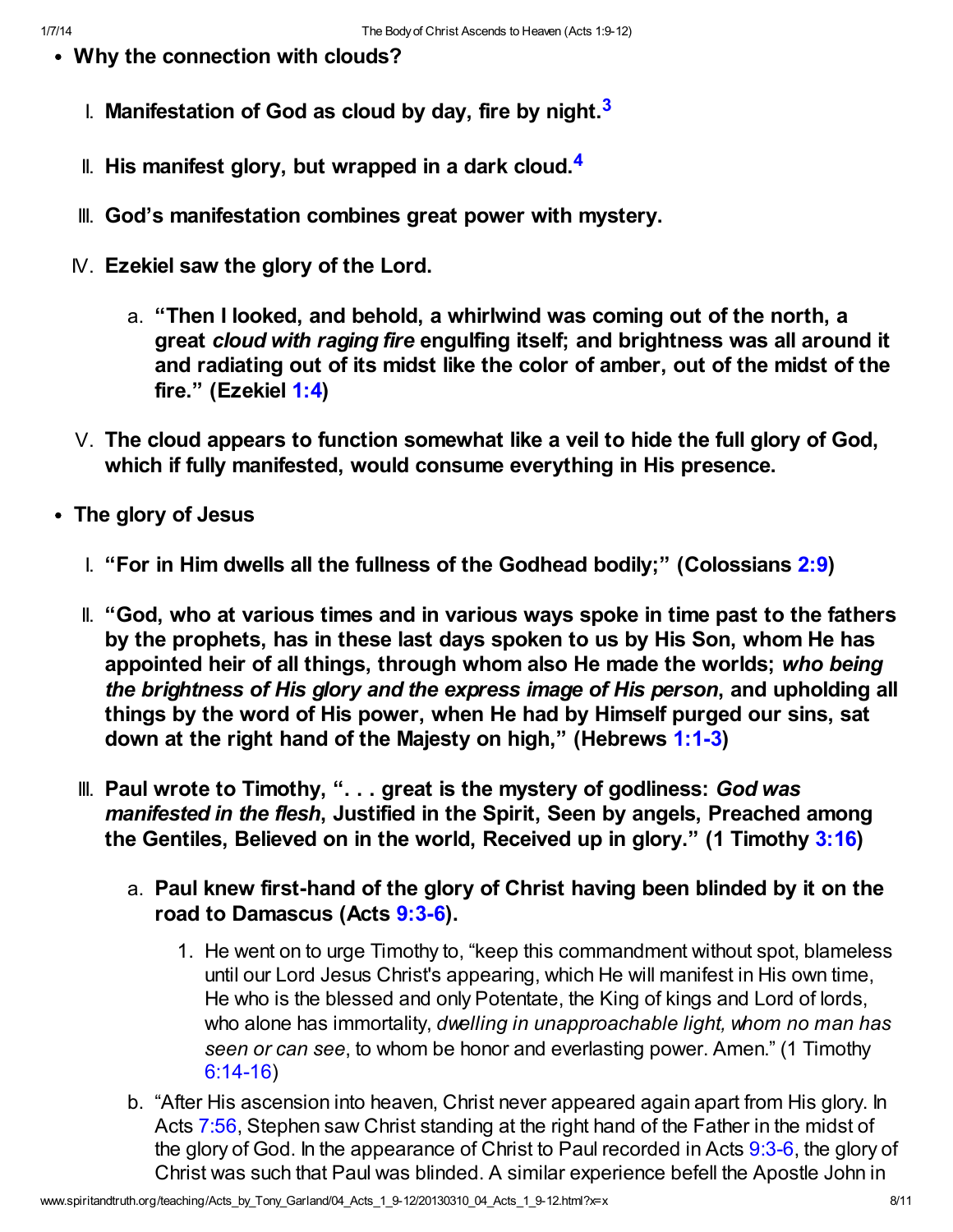- **Why the connection with clouds?**

    I. **Manifestation of God as cloud by day, fire by night.[3]**

    II. **His manifest glory, but wrapped in a dark cloud.[4]**

    III. **God's manifestation combines great power with mystery.**

    IV. **Ezekiel saw the glory of the Lord.**

        a. **"Then I looked, and behold, a whirlwind was coming out of the north, a great *cloud with raging fire* engulfing itself; and brightness was all around it and radiating out of its midst like the color of amber, out of the midst of the fire." (Ezekiel 1:4)**

    V. **The cloud appears to function somewhat like a veil to hide the full glory of God, which if fully manifested, would consume everything in His presence.**

- **The glory of Jesus**

    I. **"For in Him dwells all the fullness of the Godhead bodily;" (Colossians 2:9)**

    II. **"God, who at various times and in various ways spoke in time past to the fathers by the prophets, has in these last days spoken to us by His Son, whom He has appointed heir of all things, through whom also He made the worlds; *who being the brightness of His glory and the express image of His person*, and upholding all things by the word of His power, when He had by Himself purged our sins, sat down at the right hand of the Majesty on high," (Hebrews 1:1-3)**

    III. **Paul wrote to Timothy, ". . . great is the mystery of godliness: *God was manifested in the flesh*, Justified in the Spirit, Seen by angels, Preached among the Gentiles, Believed on in the world, Received up in glory." (1 Timothy 3:16)**

        a. **Paul knew first-hand of the glory of Christ having been blinded by it on the road to Damascus (Acts 9:3-6).**

            1. He went on to urge Timothy to, "keep this commandment without spot, blameless until our Lord Jesus Christ's appearing, which He will manifest in His own time, He who is the blessed and only Potentate, the King of kings and Lord of lords, who alone has immortality, *dwelling in unapproachable light, whom no man has seen or can see*, to whom be honor and everlasting power. Amen." (1 Timothy 6:14-16)

        b. "After His ascension into heaven, Christ never appeared again apart from His glory. In Acts 7:56, Stephen saw Christ standing at the right hand of the Father in the midst of the glory of God. In the appearance of Christ to Paul recorded in Acts 9:3-6, the glory of Christ was such that Paul was blinded. A similar experience befell the Apostle John in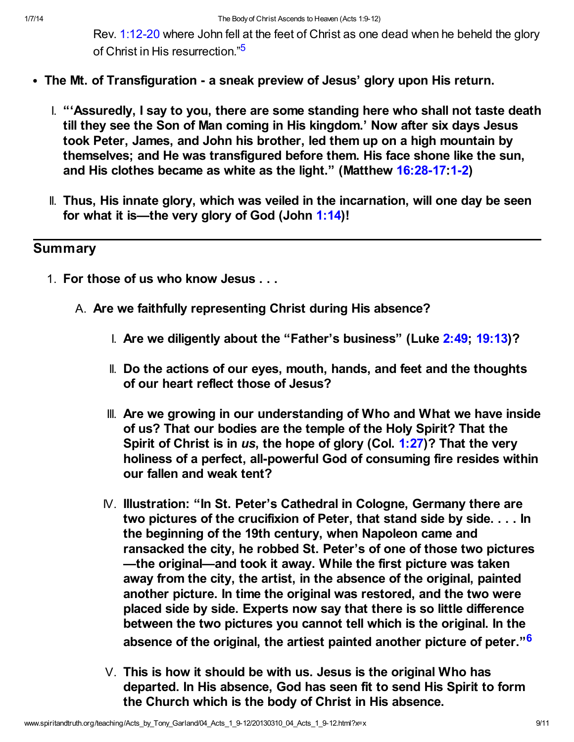Rev. 1:12-20 where John fell at the feet of Christ as one dead when he beheld the glory of Christ in His resurrection."[5]

- **The Mt. of Transfiguration - a sneak preview of Jesus' glory upon His return.**
  - I. **"'Assuredly, I say to you, there are some standing here who shall not taste death till they see the Son of Man coming in His kingdom.' Now after six days Jesus took Peter, James, and John his brother, led them up on a high mountain by themselves; and He was transfigured before them. His face shone like the sun, and His clothes became as white as the light." (Matthew 16:28-17:1-2)**
  - II. **Thus, His innate glory, which was veiled in the incarnation, will one day be seen for what it is—the very glory of God (John 1:14)!**

---

## Summary

1. **For those of us who know Jesus . . .**
   - A. **Are we faithfully representing Christ during His absence?**
     - I. **Are we diligently about the "Father's business" (Luke 2:49; 19:13)?**
     - II. **Do the actions of our eyes, mouth, hands, and feet and the thoughts of our heart reflect those of Jesus?**
     - III. **Are we growing in our understanding of Who and What we have inside of us? That our bodies are the temple of the Holy Spirit? That the Spirit of Christ is in *us*, the hope of glory (Col. 1:27)? That the very holiness of a perfect, all-powerful God of consuming fire resides within our fallen and weak tent?**
     - IV. **Illustration: "In St. Peter's Cathedral in Cologne, Germany there are two pictures of the crucifixion of Peter, that stand side by side. . . . In the beginning of the 19th century, when Napoleon came and ransacked the city, he robbed St. Peter's of one of those two pictures—the original—and took it away. While the first picture was taken away from the city, the artist, in the absence of the original, painted another picture. In time the original was restored, and the two were placed side by side. Experts now say that there is so little difference between the two pictures you cannot tell which is the original. In the absence of the original, the artiest painted another picture of peter."[6]**
     - V. **This is how it should be with us. Jesus is the original Who has departed. In His absence, God has seen fit to send His Spirit to form the Church which is the body of Christ in His absence.**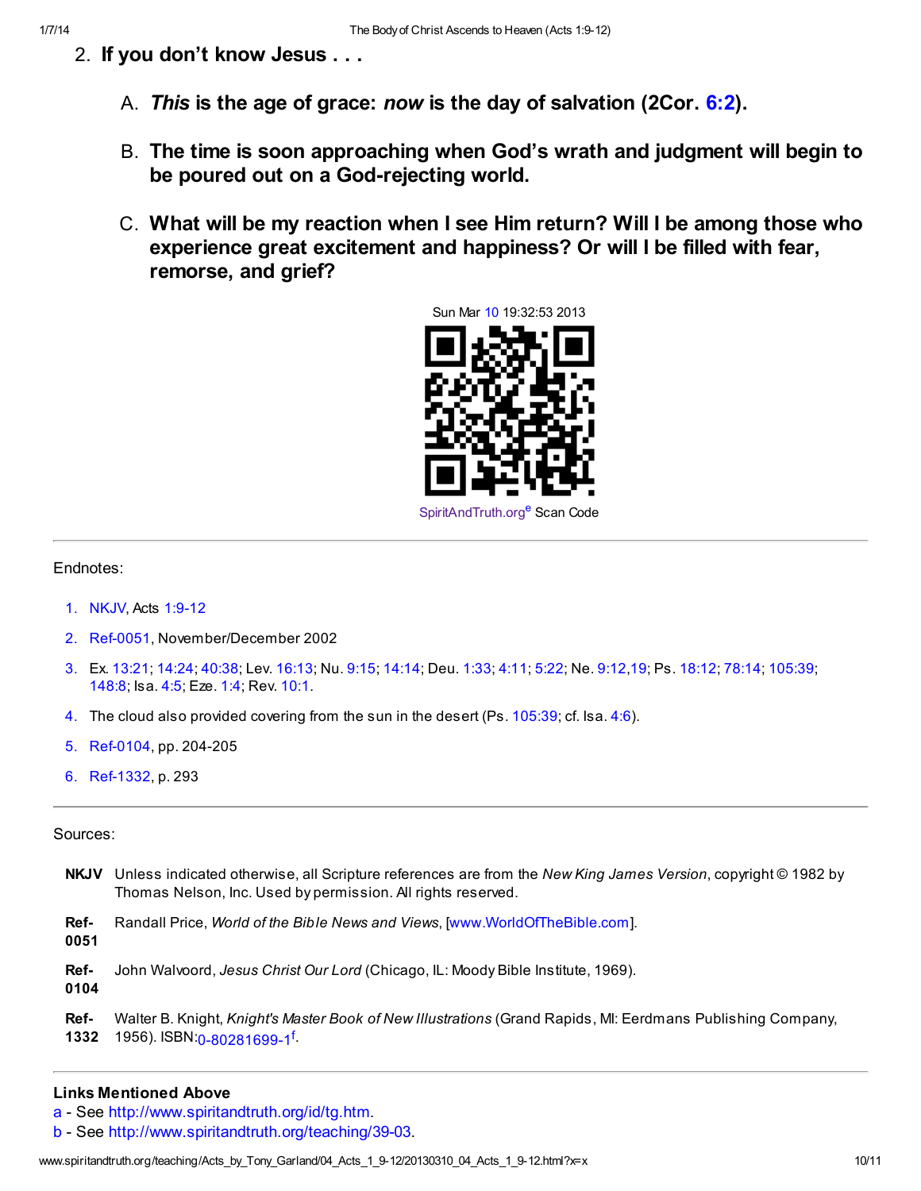2. **If you don't know Jesus . . .**

   A. ***This* is the age of grace: *now* is the day of salvation (2Cor. 6:2).**

   B. **The time is soon approaching when God's wrath and judgment will begin to be poured out on a God-rejecting world.**

   C. **What will be my reaction when I see Him return? Will I be among those who experience great excitement and happiness? Or will I be filled with fear, remorse, and grief?**

Sun Mar 10 19:32:53 2013

SpiritAndTruth.org[e] Scan Code

---

Endnotes:

1. NKJV, Acts 1:9-12
2. Ref-0051, November/December 2002
3. Ex. 13:21; 14:24; 40:38; Lev. 16:13; Nu. 9:15; 14:14; Deu. 1:33; 4:11; 5:22; Ne. 9:12,19; Ps. 18:12; 78:14; 105:39; 148:8; Isa. 4:5; Eze. 1:4; Rev. 10:1.
4. The cloud also provided covering from the sun in the desert (Ps. 105:39; cf. Isa. 4:6).
5. Ref-0104, pp. 204-205
6. Ref-1332, p. 293

---

Sources:

**NKJV** Unless indicated otherwise, all Scripture references are from the *New King James Version*, copyright © 1982 by Thomas Nelson, Inc. Used by permission. All rights reserved.

**Ref-0051** Randall Price, *World of the Bible News and Views*, [www.WorldOfTheBible.com].

**Ref-0104** John Walvoord, *Jesus Christ Our Lord* (Chicago, IL: Moody Bible Institute, 1969).

**Ref-1332** Walter B. Knight, *Knight's Master Book of New Illustrations* (Grand Rapids, MI: Eerdmans Publishing Company, 1956). ISBN:0-80281699-1[f].

---

**Links Mentioned Above**

a - See http://www.spiritandtruth.org/id/tg.htm.
b - See http://www.spiritandtruth.org/teaching/39-03.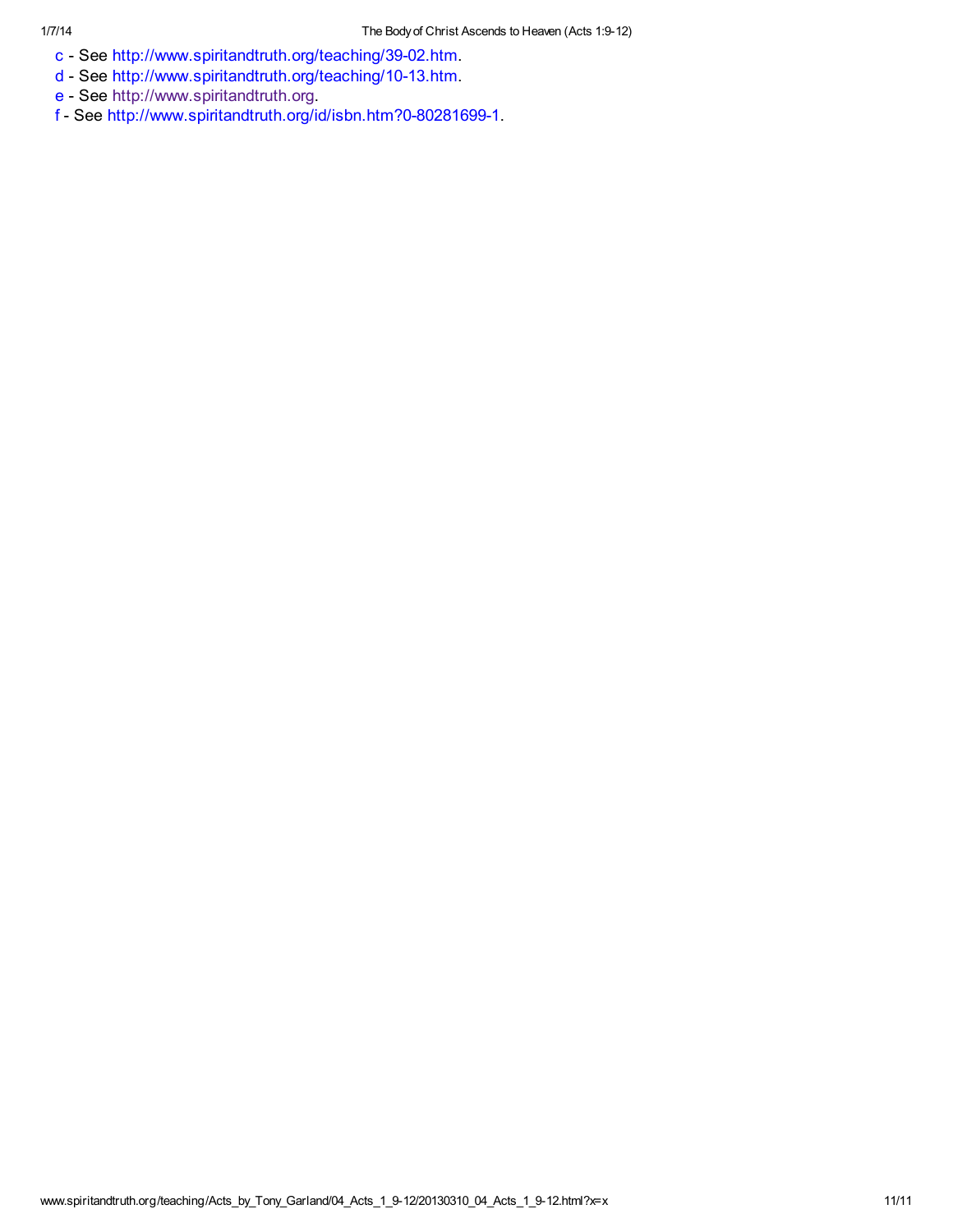c - See http://www.spiritandtruth.org/teaching/39-02.htm.
d - See http://www.spiritandtruth.org/teaching/10-13.htm.
e - See http://www.spiritandtruth.org.
f - See http://www.spiritandtruth.org/id/isbn.htm?0-80281699-1.